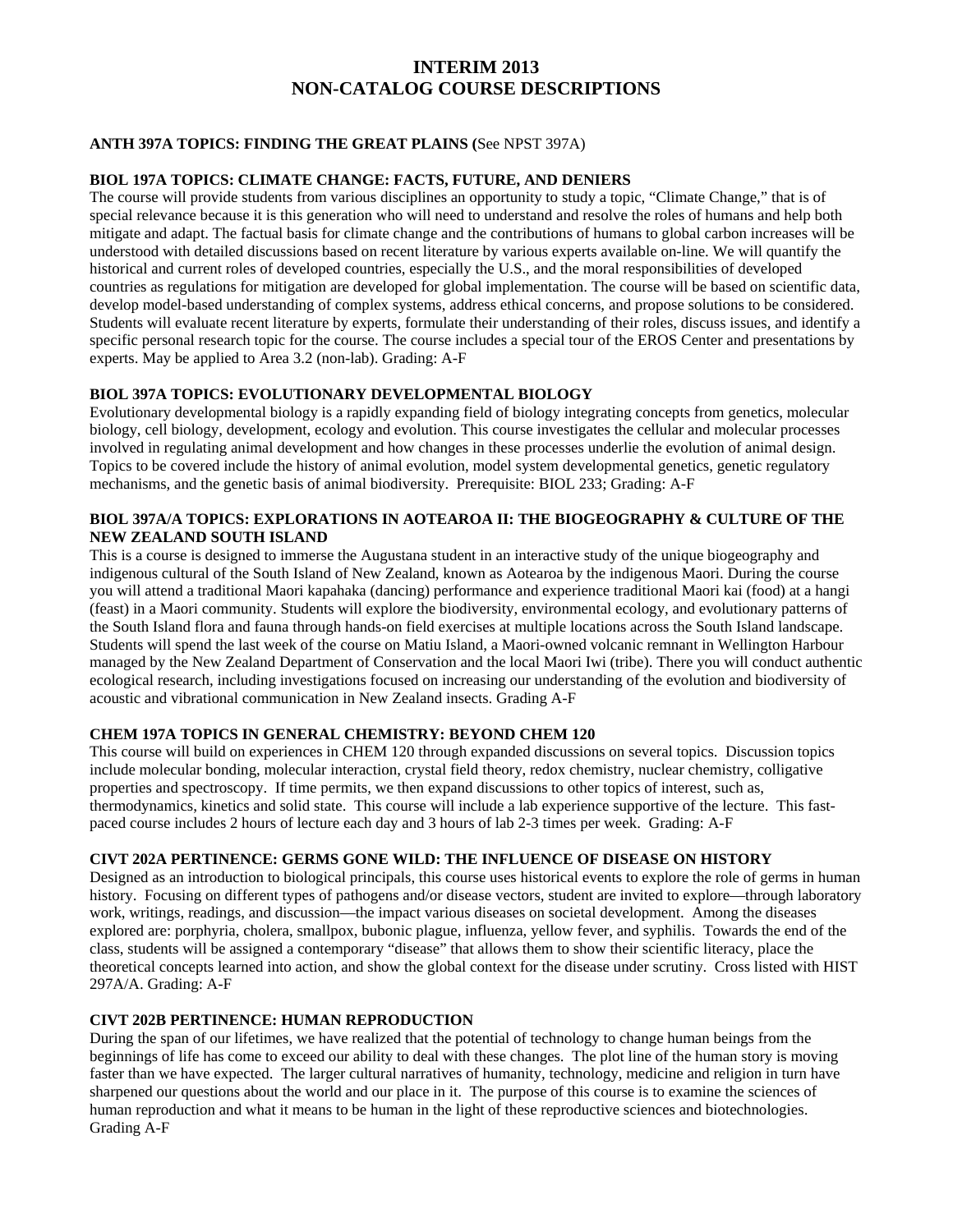# INTERIM 2013
# NON-CATALOG COURSE DESCRIPTIONS

**ANTH 397A TOPICS: FINDING THE GREAT PLAINS (**See NPST 397A)

**BIOL 197A TOPICS: CLIMATE CHANGE: FACTS, FUTURE, AND DENIERS**
The course will provide students from various disciplines an opportunity to study a topic, "Climate Change," that is of special relevance because it is this generation who will need to understand and resolve the roles of humans and help both mitigate and adapt. The factual basis for climate change and the contributions of humans to global carbon increases will be understood with detailed discussions based on recent literature by various experts available on-line. We will quantify the historical and current roles of developed countries, especially the U.S., and the moral responsibilities of developed countries as regulations for mitigation are developed for global implementation. The course will be based on scientific data, develop model-based understanding of complex systems, address ethical concerns, and propose solutions to be considered. Students will evaluate recent literature by experts, formulate their understanding of their roles, discuss issues, and identify a specific personal research topic for the course. The course includes a special tour of the EROS Center and presentations by experts. May be applied to Area 3.2 (non-lab). Grading: A-F

**BIOL 397A TOPICS: EVOLUTIONARY DEVELOPMENTAL BIOLOGY**
Evolutionary developmental biology is a rapidly expanding field of biology integrating concepts from genetics, molecular biology, cell biology, development, ecology and evolution. This course investigates the cellular and molecular processes involved in regulating animal development and how changes in these processes underlie the evolution of animal design. Topics to be covered include the history of animal evolution, model system developmental genetics, genetic regulatory mechanisms, and the genetic basis of animal biodiversity. Prerequisite: BIOL 233; Grading: A-F

**BIOL 397A/A TOPICS: EXPLORATIONS IN AOTEAROA II: THE BIOGEOGRAPHY & CULTURE OF THE NEW ZEALAND SOUTH ISLAND**
This is a course is designed to immerse the Augustana student in an interactive study of the unique biogeography and indigenous cultural of the South Island of New Zealand, known as Aotearoa by the indigenous Maori. During the course you will attend a traditional Maori kapahaka (dancing) performance and experience traditional Maori kai (food) at a hangi (feast) in a Maori community. Students will explore the biodiversity, environmental ecology, and evolutionary patterns of the South Island flora and fauna through hands-on field exercises at multiple locations across the South Island landscape. Students will spend the last week of the course on Matiu Island, a Maori-owned volcanic remnant in Wellington Harbour managed by the New Zealand Department of Conservation and the local Maori Iwi (tribe). There you will conduct authentic ecological research, including investigations focused on increasing our understanding of the evolution and biodiversity of acoustic and vibrational communication in New Zealand insects. Grading A-F

**CHEM 197A TOPICS IN GENERAL CHEMISTRY: BEYOND CHEM 120**
This course will build on experiences in CHEM 120 through expanded discussions on several topics. Discussion topics include molecular bonding, molecular interaction, crystal field theory, redox chemistry, nuclear chemistry, colligative properties and spectroscopy. If time permits, we then expand discussions to other topics of interest, such as, thermodynamics, kinetics and solid state. This course will include a lab experience supportive of the lecture. This fast-paced course includes 2 hours of lecture each day and 3 hours of lab 2-3 times per week. Grading: A-F

**CIVT 202A PERTINENCE: GERMS GONE WILD: THE INFLUENCE OF DISEASE ON HISTORY**
Designed as an introduction to biological principals, this course uses historical events to explore the role of germs in human history. Focusing on different types of pathogens and/or disease vectors, student are invited to explore—through laboratory work, writings, readings, and discussion—the impact various diseases on societal development. Among the diseases explored are: porphyria, cholera, smallpox, bubonic plague, influenza, yellow fever, and syphilis. Towards the end of the class, students will be assigned a contemporary "disease" that allows them to show their scientific literacy, place the theoretical concepts learned into action, and show the global context for the disease under scrutiny. Cross listed with HIST 297A/A. Grading: A-F

**CIVT 202B PERTINENCE: HUMAN REPRODUCTION**
During the span of our lifetimes, we have realized that the potential of technology to change human beings from the beginnings of life has come to exceed our ability to deal with these changes. The plot line of the human story is moving faster than we have expected. The larger cultural narratives of humanity, technology, medicine and religion in turn have sharpened our questions about the world and our place in it. The purpose of this course is to examine the sciences of human reproduction and what it means to be human in the light of these reproductive sciences and biotechnologies. Grading A-F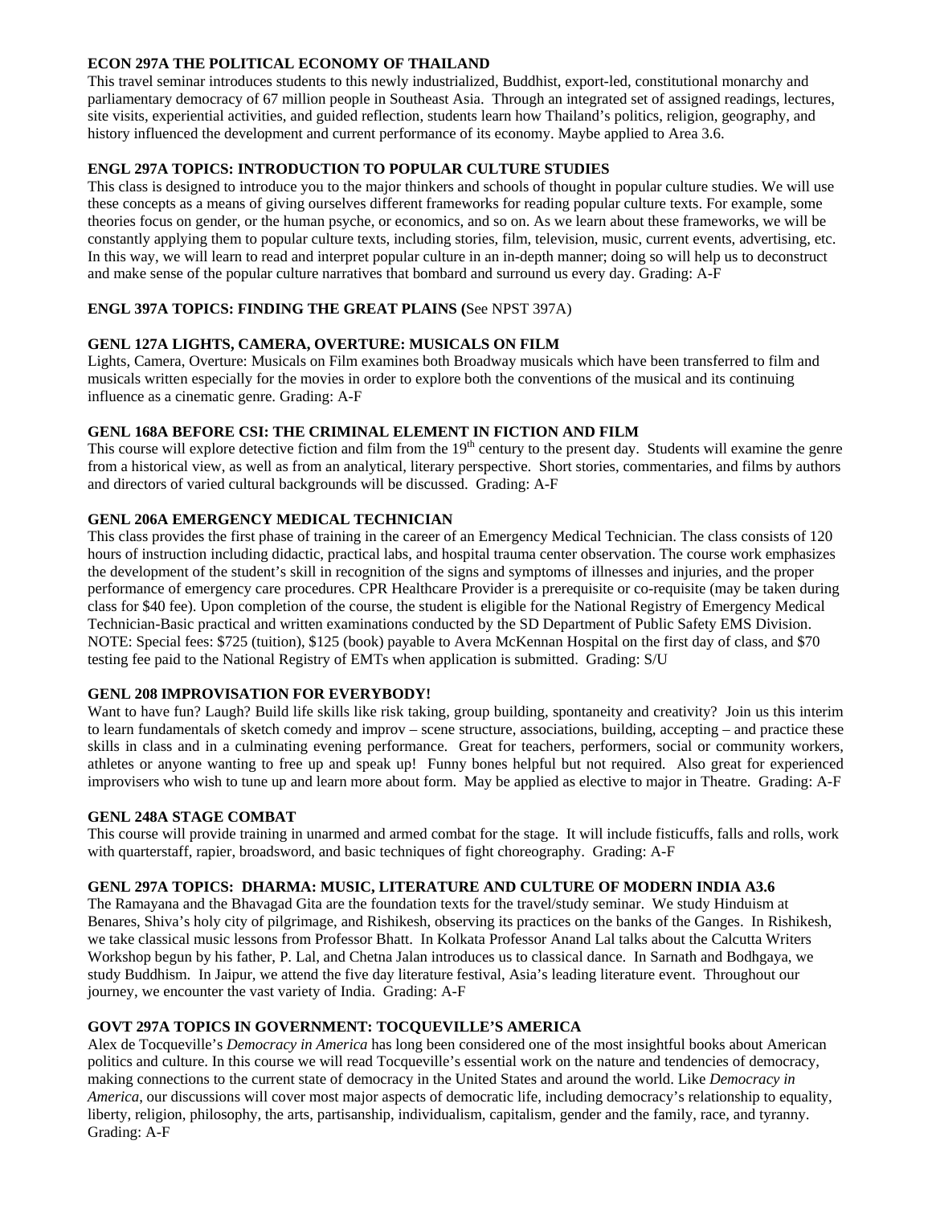**ECON 297A THE POLITICAL ECONOMY OF THAILAND**
This travel seminar introduces students to this newly industrialized, Buddhist, export-led, constitutional monarchy and parliamentary democracy of 67 million people in Southeast Asia. Through an integrated set of assigned readings, lectures, site visits, experiential activities, and guided reflection, students learn how Thailand's politics, religion, geography, and history influenced the development and current performance of its economy. Maybe applied to Area 3.6.

**ENGL 297A TOPICS: INTRODUCTION TO POPULAR CULTURE STUDIES**
This class is designed to introduce you to the major thinkers and schools of thought in popular culture studies. We will use these concepts as a means of giving ourselves different frameworks for reading popular culture texts. For example, some theories focus on gender, or the human psyche, or economics, and so on. As we learn about these frameworks, we will be constantly applying them to popular culture texts, including stories, film, television, music, current events, advertising, etc. In this way, we will learn to read and interpret popular culture in an in-depth manner; doing so will help us to deconstruct and make sense of the popular culture narratives that bombard and surround us every day. Grading: A-F

**ENGL 397A TOPICS: FINDING THE GREAT PLAINS (**See NPST 397A)

**GENL 127A LIGHTS, CAMERA, OVERTURE: MUSICALS ON FILM**
Lights, Camera, Overture: Musicals on Film examines both Broadway musicals which have been transferred to film and musicals written especially for the movies in order to explore both the conventions of the musical and its continuing influence as a cinematic genre. Grading: A-F

**GENL 168A BEFORE CSI: THE CRIMINAL ELEMENT IN FICTION AND FILM**
This course will explore detective fiction and film from the 19th century to the present day. Students will examine the genre from a historical view, as well as from an analytical, literary perspective. Short stories, commentaries, and films by authors and directors of varied cultural backgrounds will be discussed. Grading: A-F

**GENL 206A EMERGENCY MEDICAL TECHNICIAN**
This class provides the first phase of training in the career of an Emergency Medical Technician. The class consists of 120 hours of instruction including didactic, practical labs, and hospital trauma center observation. The course work emphasizes the development of the student's skill in recognition of the signs and symptoms of illnesses and injuries, and the proper performance of emergency care procedures. CPR Healthcare Provider is a prerequisite or co-requisite (may be taken during class for $40 fee). Upon completion of the course, the student is eligible for the National Registry of Emergency Medical Technician-Basic practical and written examinations conducted by the SD Department of Public Safety EMS Division. NOTE: Special fees: $725 (tuition), $125 (book) payable to Avera McKennan Hospital on the first day of class, and $70 testing fee paid to the National Registry of EMTs when application is submitted. Grading: S/U

**GENL 208 IMPROVISATION FOR EVERYBODY!**
Want to have fun? Laugh? Build life skills like risk taking, group building, spontaneity and creativity? Join us this interim to learn fundamentals of sketch comedy and improv – scene structure, associations, building, accepting – and practice these skills in class and in a culminating evening performance. Great for teachers, performers, social or community workers, athletes or anyone wanting to free up and speak up! Funny bones helpful but not required. Also great for experienced improvisers who wish to tune up and learn more about form. May be applied as elective to major in Theatre. Grading: A-F

**GENL 248A STAGE COMBAT**
This course will provide training in unarmed and armed combat for the stage. It will include fisticuffs, falls and rolls, work with quarterstaff, rapier, broadsword, and basic techniques of fight choreography. Grading: A-F

**GENL 297A TOPICS: DHARMA: MUSIC, LITERATURE AND CULTURE OF MODERN INDIA A3.6**
The Ramayana and the Bhavagad Gita are the foundation texts for the travel/study seminar. We study Hinduism at Benares, Shiva's holy city of pilgrimage, and Rishikesh, observing its practices on the banks of the Ganges. In Rishikesh, we take classical music lessons from Professor Bhatt. In Kolkata Professor Anand Lal talks about the Calcutta Writers Workshop begun by his father, P. Lal, and Chetna Jalan introduces us to classical dance. In Sarnath and Bodhgaya, we study Buddhism. In Jaipur, we attend the five day literature festival, Asia's leading literature event. Throughout our journey, we encounter the vast variety of India. Grading: A-F

**GOVT 297A TOPICS IN GOVERNMENT: TOCQUEVILLE'S AMERICA**
Alex de Tocqueville's *Democracy in America* has long been considered one of the most insightful books about American politics and culture. In this course we will read Tocqueville's essential work on the nature and tendencies of democracy, making connections to the current state of democracy in the United States and around the world. Like *Democracy in America*, our discussions will cover most major aspects of democratic life, including democracy's relationship to equality, liberty, religion, philosophy, the arts, partisanship, individualism, capitalism, gender and the family, race, and tyranny. Grading: A-F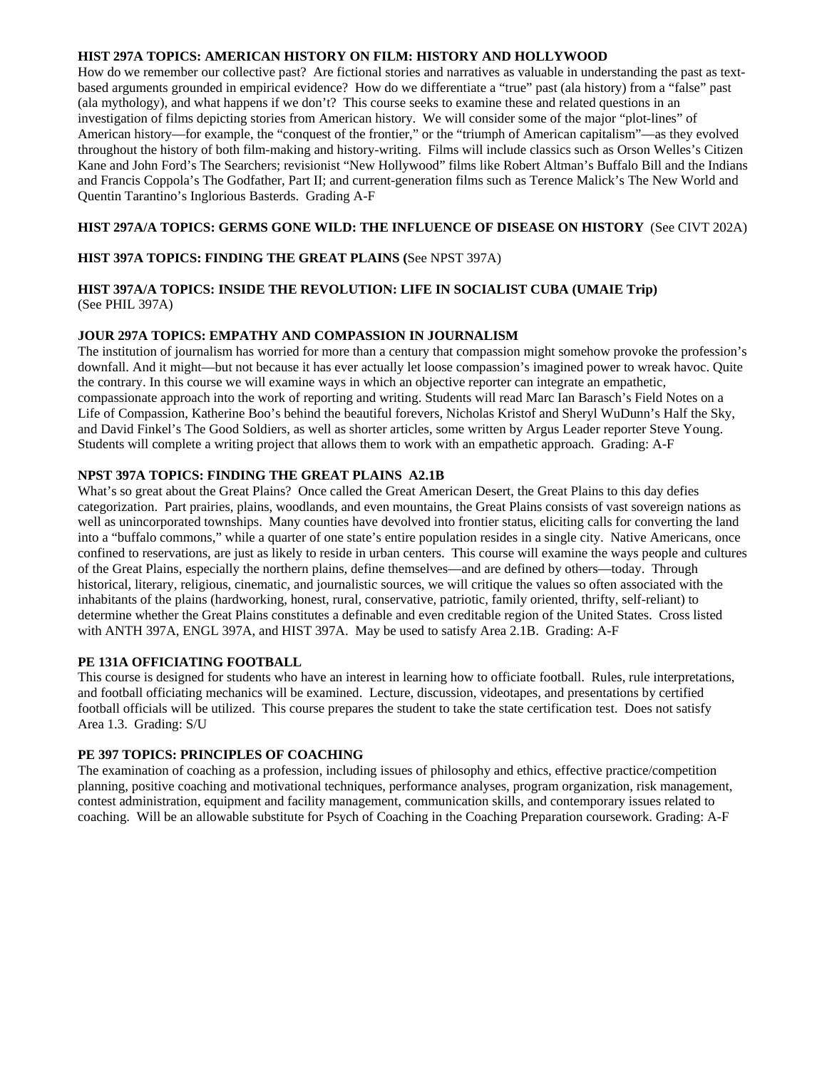**HIST 297A TOPICS: AMERICAN HISTORY ON FILM: HISTORY AND HOLLYWOOD**
How do we remember our collective past? Are fictional stories and narratives as valuable in understanding the past as text-based arguments grounded in empirical evidence? How do we differentiate a "true" past (ala history) from a "false" past (ala mythology), and what happens if we don't? This course seeks to examine these and related questions in an investigation of films depicting stories from American history. We will consider some of the major "plot-lines" of American history—for example, the "conquest of the frontier," or the "triumph of American capitalism"—as they evolved throughout the history of both film-making and history-writing. Films will include classics such as Orson Welles's Citizen Kane and John Ford's The Searchers; revisionist "New Hollywood" films like Robert Altman's Buffalo Bill and the Indians and Francis Coppola's The Godfather, Part II; and current-generation films such as Terence Malick's The New World and Quentin Tarantino's Inglorious Basterds. Grading A-F

**HIST 297A/A TOPICS: GERMS GONE WILD: THE INFLUENCE OF DISEASE ON HISTORY** (See CIVT 202A)

**HIST 397A TOPICS: FINDING THE GREAT PLAINS (**See NPST 397A)

**HIST 397A/A TOPICS: INSIDE THE REVOLUTION: LIFE IN SOCIALIST CUBA (UMAIE Trip)**
(See PHIL 397A)

**JOUR 297A TOPICS: EMPATHY AND COMPASSION IN JOURNALISM**
The institution of journalism has worried for more than a century that compassion might somehow provoke the profession's downfall. And it might—but not because it has ever actually let loose compassion's imagined power to wreak havoc. Quite the contrary. In this course we will examine ways in which an objective reporter can integrate an empathetic, compassionate approach into the work of reporting and writing. Students will read Marc Ian Barasch's Field Notes on a Life of Compassion, Katherine Boo's behind the beautiful forevers, Nicholas Kristof and Sheryl WuDunn's Half the Sky, and David Finkel's The Good Soldiers, as well as shorter articles, some written by Argus Leader reporter Steve Young. Students will complete a writing project that allows them to work with an empathetic approach. Grading: A-F

**NPST 397A TOPICS: FINDING THE GREAT PLAINS A2.1B**
What's so great about the Great Plains? Once called the Great American Desert, the Great Plains to this day defies categorization. Part prairies, plains, woodlands, and even mountains, the Great Plains consists of vast sovereign nations as well as unincorporated townships. Many counties have devolved into frontier status, eliciting calls for converting the land into a "buffalo commons," while a quarter of one state's entire population resides in a single city. Native Americans, once confined to reservations, are just as likely to reside in urban centers. This course will examine the ways people and cultures of the Great Plains, especially the northern plains, define themselves—and are defined by others—today. Through historical, literary, religious, cinematic, and journalistic sources, we will critique the values so often associated with the inhabitants of the plains (hardworking, honest, rural, conservative, patriotic, family oriented, thrifty, self-reliant) to determine whether the Great Plains constitutes a definable and even creditable region of the United States. Cross listed with ANTH 397A, ENGL 397A, and HIST 397A. May be used to satisfy Area 2.1B. Grading: A-F

**PE 131A OFFICIATING FOOTBALL**
This course is designed for students who have an interest in learning how to officiate football. Rules, rule interpretations, and football officiating mechanics will be examined. Lecture, discussion, videotapes, and presentations by certified football officials will be utilized. This course prepares the student to take the state certification test. Does not satisfy Area 1.3. Grading: S/U

**PE 397 TOPICS: PRINCIPLES OF COACHING**
The examination of coaching as a profession, including issues of philosophy and ethics, effective practice/competition planning, positive coaching and motivational techniques, performance analyses, program organization, risk management, contest administration, equipment and facility management, communication skills, and contemporary issues related to coaching. Will be an allowable substitute for Psych of Coaching in the Coaching Preparation coursework. Grading: A-F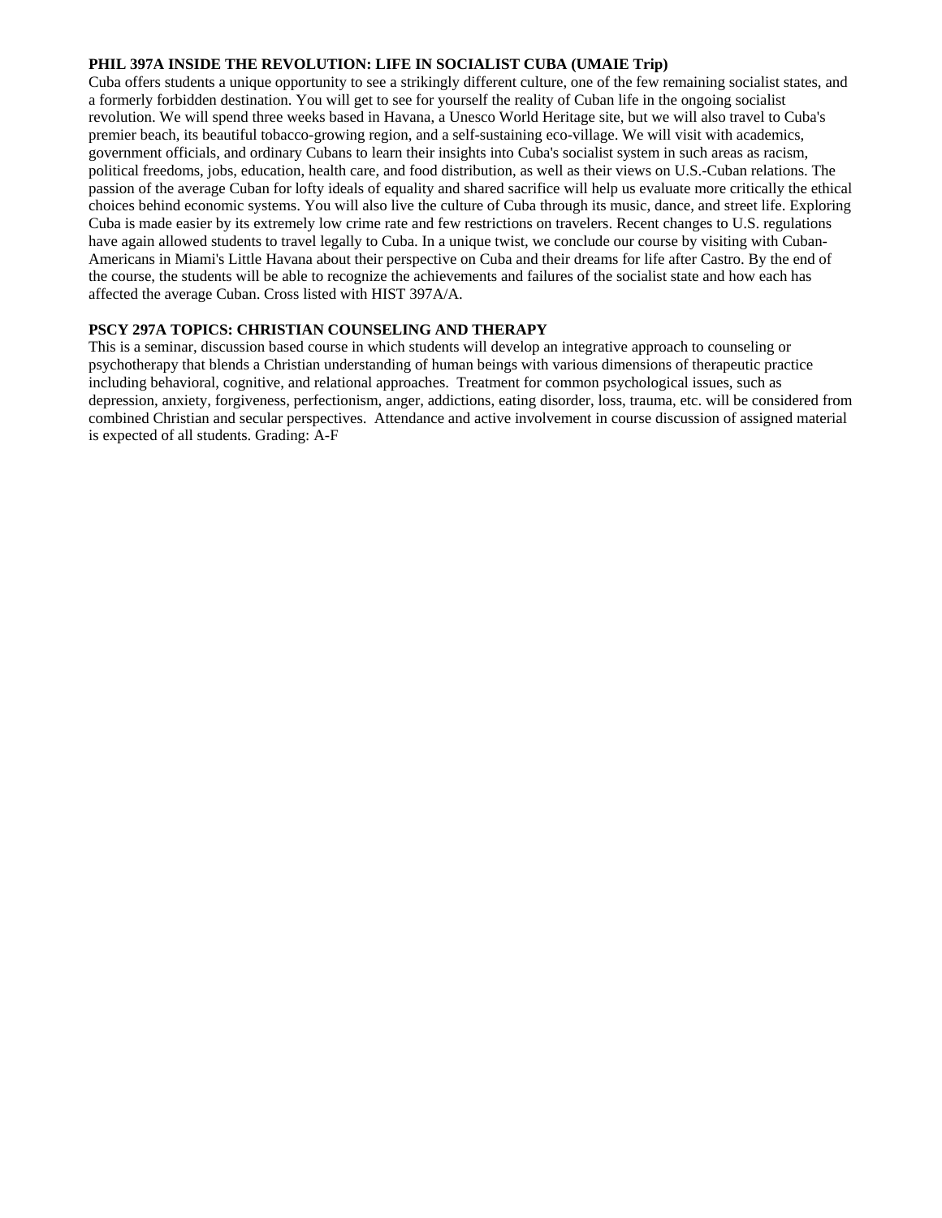**PHIL 397A INSIDE THE REVOLUTION: LIFE IN SOCIALIST CUBA (UMAIE Trip)**
Cuba offers students a unique opportunity to see a strikingly different culture, one of the few remaining socialist states, and a formerly forbidden destination. You will get to see for yourself the reality of Cuban life in the ongoing socialist revolution. We will spend three weeks based in Havana, a Unesco World Heritage site, but we will also travel to Cuba's premier beach, its beautiful tobacco-growing region, and a self-sustaining eco-village. We will visit with academics, government officials, and ordinary Cubans to learn their insights into Cuba's socialist system in such areas as racism, political freedoms, jobs, education, health care, and food distribution, as well as their views on U.S.-Cuban relations. The passion of the average Cuban for lofty ideals of equality and shared sacrifice will help us evaluate more critically the ethical choices behind economic systems. You will also live the culture of Cuba through its music, dance, and street life. Exploring Cuba is made easier by its extremely low crime rate and few restrictions on travelers. Recent changes to U.S. regulations have again allowed students to travel legally to Cuba. In a unique twist, we conclude our course by visiting with Cuban-Americans in Miami's Little Havana about their perspective on Cuba and their dreams for life after Castro. By the end of the course, the students will be able to recognize the achievements and failures of the socialist state and how each has affected the average Cuban. Cross listed with HIST 397A/A.

**PSCY 297A TOPICS: CHRISTIAN COUNSELING AND THERAPY**
This is a seminar, discussion based course in which students will develop an integrative approach to counseling or psychotherapy that blends a Christian understanding of human beings with various dimensions of therapeutic practice including behavioral, cognitive, and relational approaches. Treatment for common psychological issues, such as depression, anxiety, forgiveness, perfectionism, anger, addictions, eating disorder, loss, trauma, etc. will be considered from combined Christian and secular perspectives. Attendance and active involvement in course discussion of assigned material is expected of all students. Grading: A-F